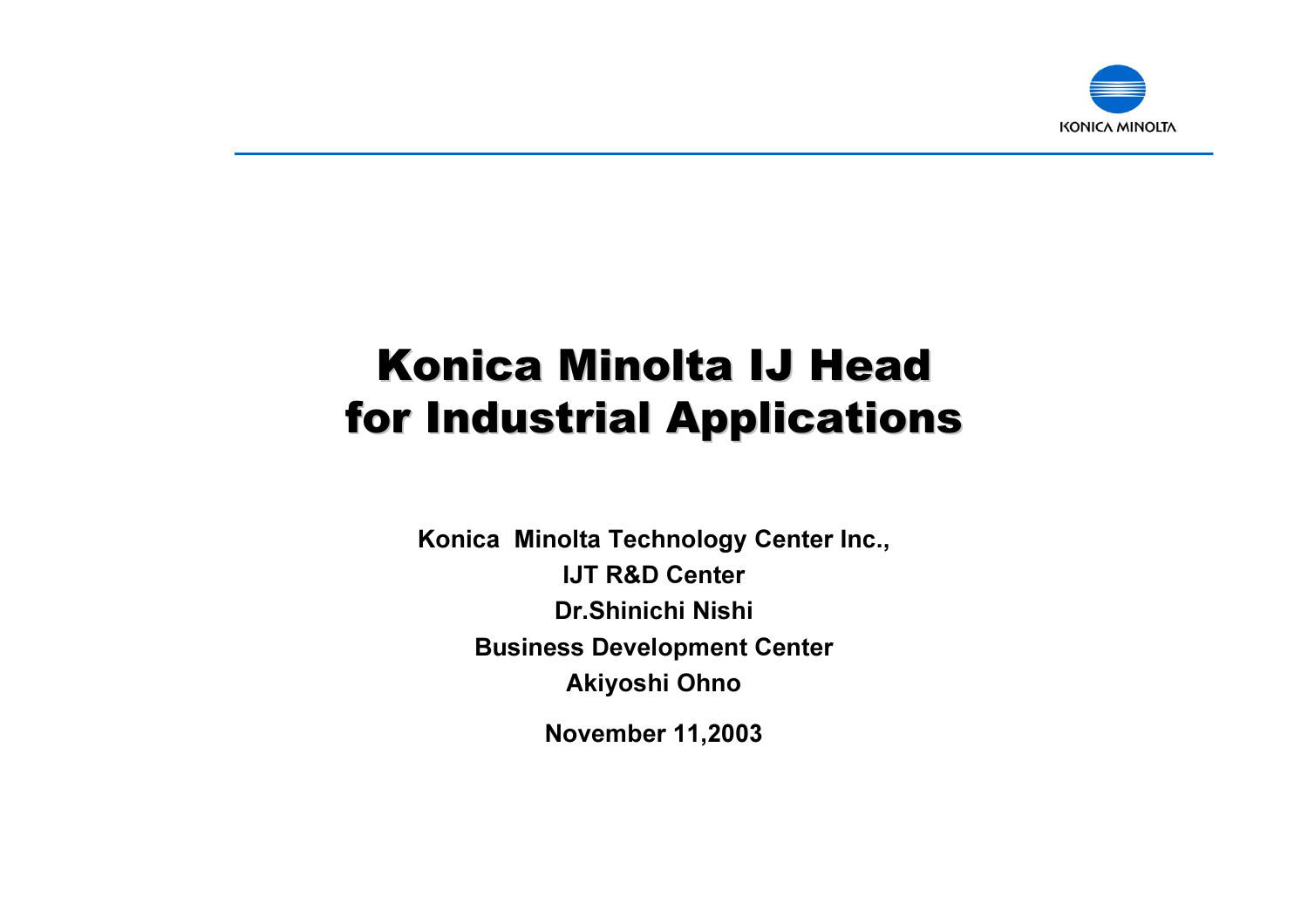# Konica Minolta IJ Head for Industrial Applications

**Konica Minolta Technology Center Inc.,**

**IJT R&D Center**

**Dr.Shinichi Nishi**

**Business Development Center**

**Akiyoshi Ohno**

**November 11,2003**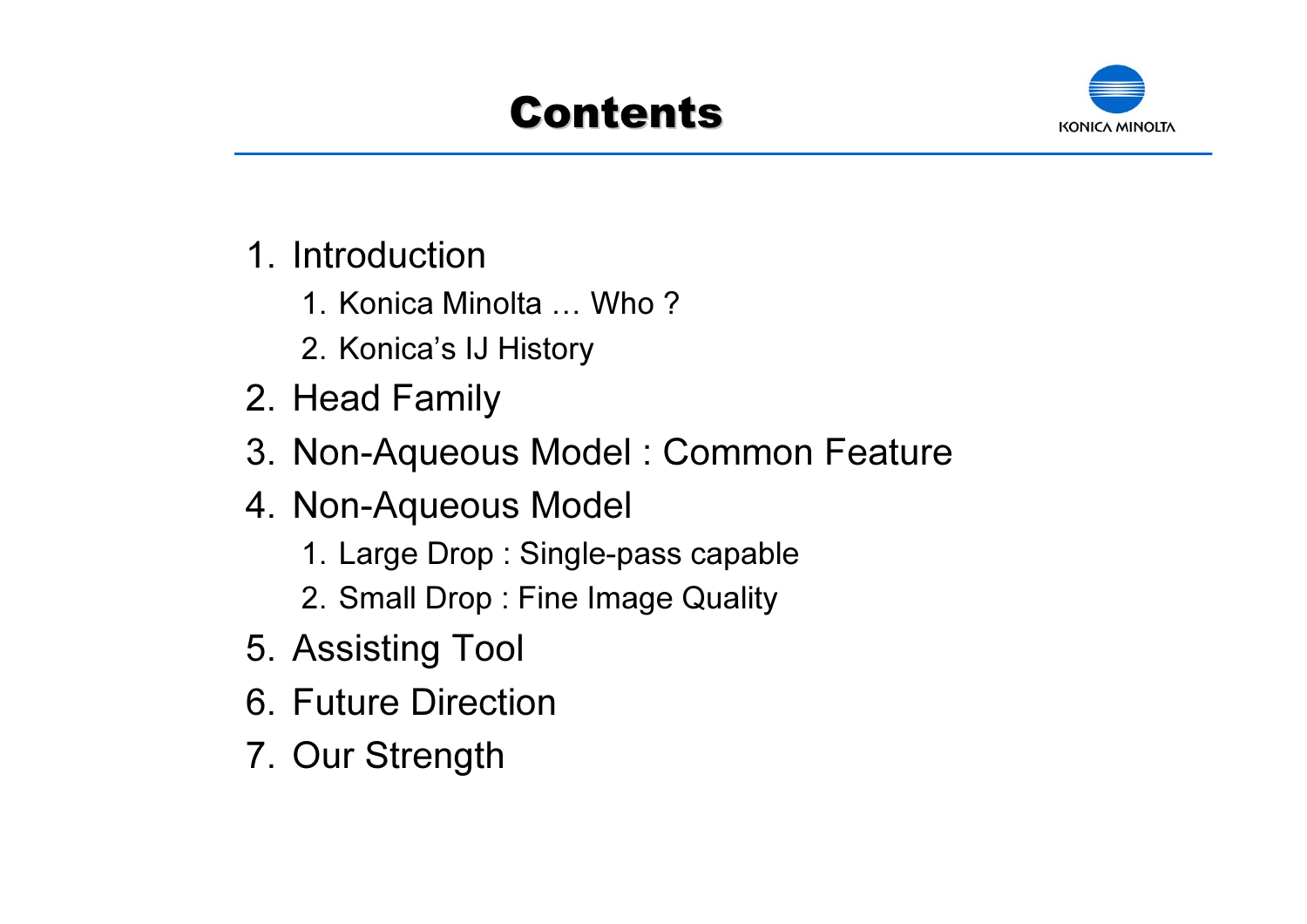# Contents

1. Introduction
   1. Konica Minolta … Who ?
   2. Konica's IJ History
2. Head Family
3. Non-Aqueous Model : Common Feature
4. Non-Aqueous Model
   1. Large Drop : Single-pass capable
   2. Small Drop : Fine Image Quality
5. Assisting Tool
6. Future Direction
7. Our Strength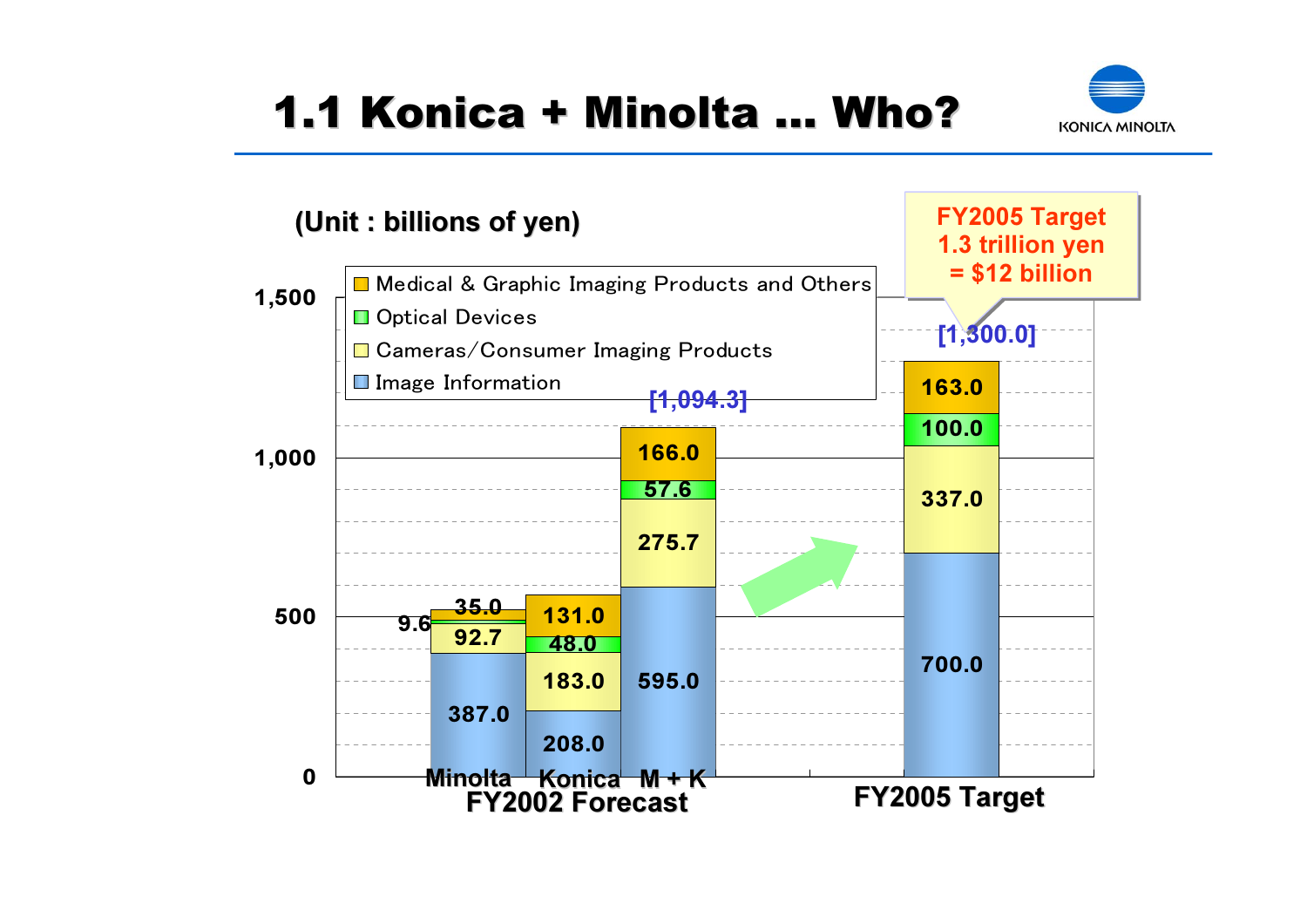# 1.1 Konica + Minolta … Who?

(Unit : billions of yen)

FY2005 Target
1.3 trillion yen
= $12 billion

| | Minolta (FY2002 Forecast) | Konica (FY2002 Forecast) | M + K (FY2002 Forecast) | FY2005 Target |
|---|---|---|---|---|
| Medical & Graphic Imaging Products and Others | 35.0 | 131.0 | 166.0 | 163.0 |
| Optical Devices | 9.6 | 48.0 | 57.6 | 100.0 |
| Cameras/Consumer Imaging Products | 92.7 | 183.0 | 275.7 | 337.0 |
| Image Information | 387.0 | 208.0 | 595.0 | 700.0 |
| Total | | | [1,094.3] | [1,300.0] |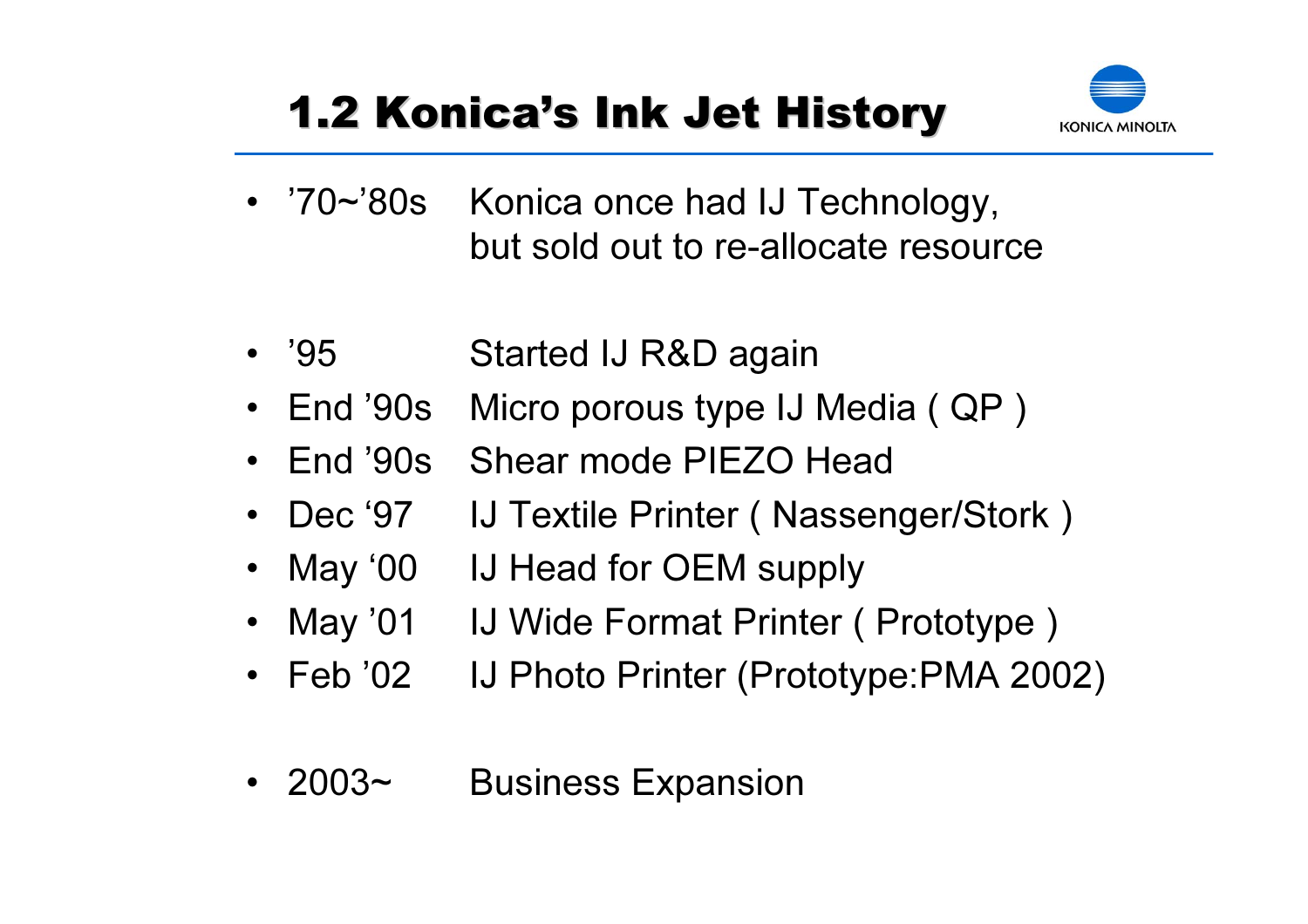# 1.2 Konica's Ink Jet History

KONICA MINOLTA

- '70~'80s  Konica once had IJ Technology, but sold out to re-allocate resource

- '95  Started IJ R&D again
- End '90s  Micro porous type IJ Media ( QP )
- End '90s  Shear mode PIEZO Head
- Dec '97  IJ Textile Printer ( Nassenger/Stork )
- May '00  IJ Head for OEM supply
- May '01  IJ Wide Format Printer ( Prototype )
- Feb '02  IJ Photo Printer (Prototype:PMA 2002)

- 2003~  Business Expansion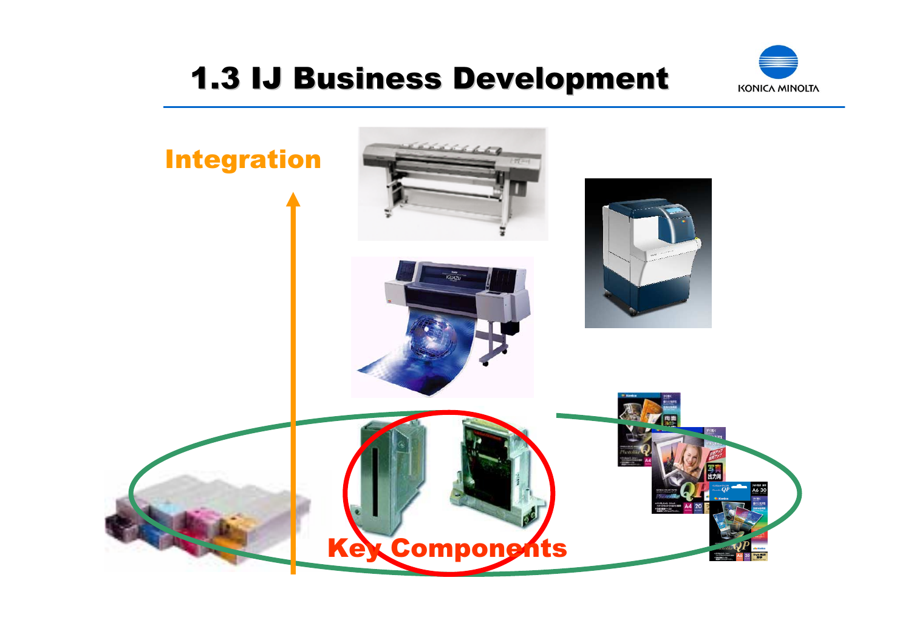# 1.3 IJ Business Development

Integration

Key Components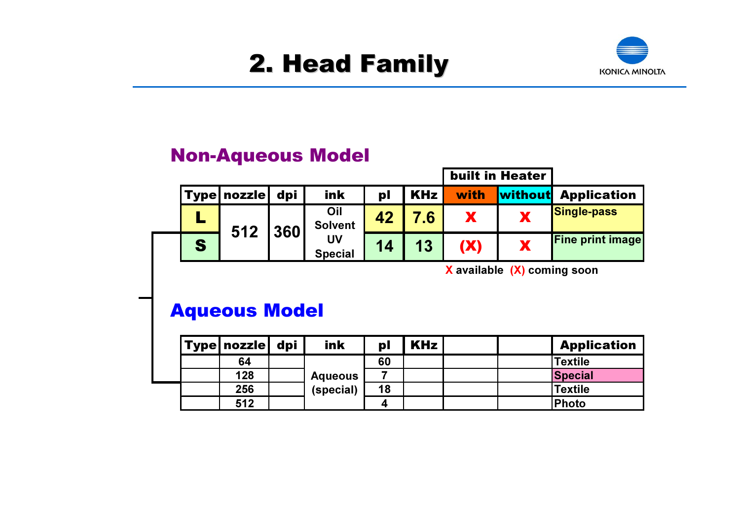# 2. Head Family

## Non-Aqueous Model

| Type | nozzle | dpi | ink | pl | KHz | built in Heater: with | built in Heater: without | Application |
|---|---|---|---|---|---|---|---|---|
| L | 512 | 360 | Oil Solvent UV Special | 42 | 7.6 | X | X | Single-pass |
| S | | | | 14 | 13 | (X) | X | Fine print image |

X available (X) coming soon

## Aqueous Model

| Type | nozzle | dpi | ink | pl | KHz | | | Application |
|---|---|---|---|---|---|---|---|---|
| | 64 | | Aqueous (special) | 60 | | | | Textile |
| | 128 | | | 7 | | | | Special |
| | 256 | | | 18 | | | | Textile |
| | 512 | | | 4 | | | | Photo |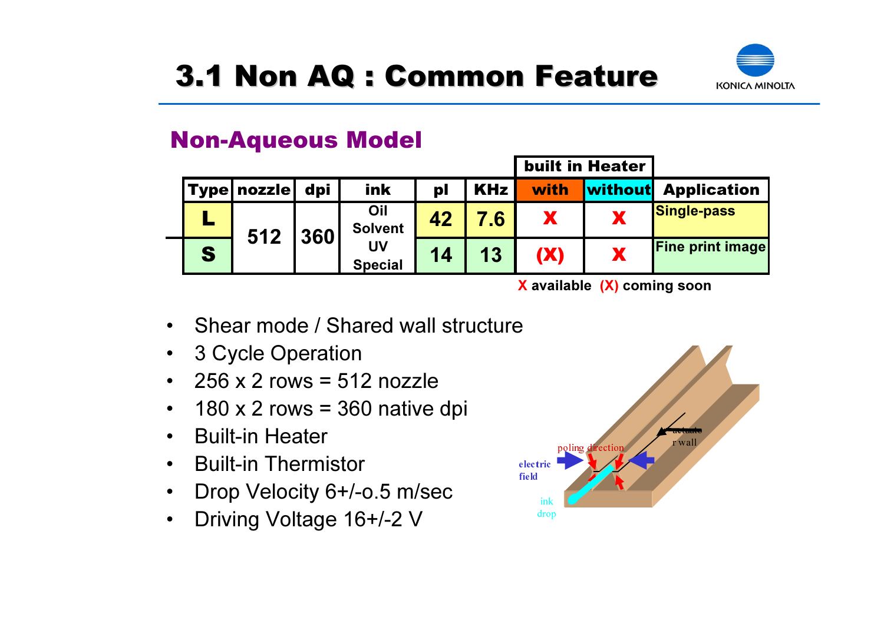# 3.1 Non AQ : Common Feature

## Non-Aqueous Model

| | | | | | | built in Heater | | |
|---|---|---|---|---|---|---|---|---|
| **Type** | **nozzle** | **dpi** | **ink** | **pl** | **KHz** | **with** | **without** | **Application** |
| **L** | **512** | **360** | **Oil Solvent UV Special** | **42** | **7.6** | **X** | **X** | **Single-pass** |
| **S** | | | | **14** | **13** | **(X)** | **X** | **Fine print image** |

**X available (X) coming soon**

- Shear mode / Shared wall structure
- 3 Cycle Operation
- 256 x 2 rows = 512 nozzle
- 180 x 2 rows = 360 native dpi
- Built-in Heater
- Built-in Thermistor
- Drop Velocity 6+/-o.5 m/sec
- Driving Voltage 16+/-2 V

poling direction

electric field

actuator wall

ink drop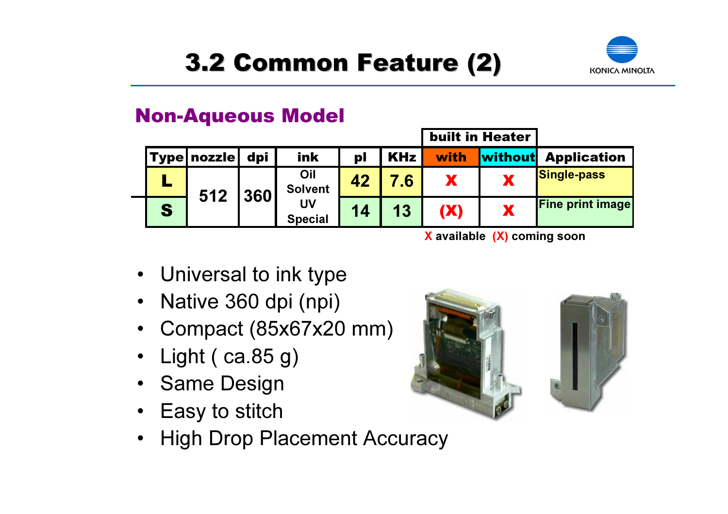# 3.2 Common Feature (2)

## Non-Aqueous Model

| Type | nozzle | dpi | ink | pl | KHz | built in Heater: with | built in Heater: without | Application |
|---|---|---|---|---|---|---|---|---|
| L | 512 | 360 | Oil Solvent UV Special | 42 | 7.6 | X | X | Single-pass |
| S | | | | 14 | 13 | (X) | X | Fine print image |

X available (X) coming soon

- Universal to ink type
- Native 360 dpi (npi)
- Compact (85x67x20 mm)
- Light ( ca.85 g)
- Same Design
- Easy to stitch
- High Drop Placement Accuracy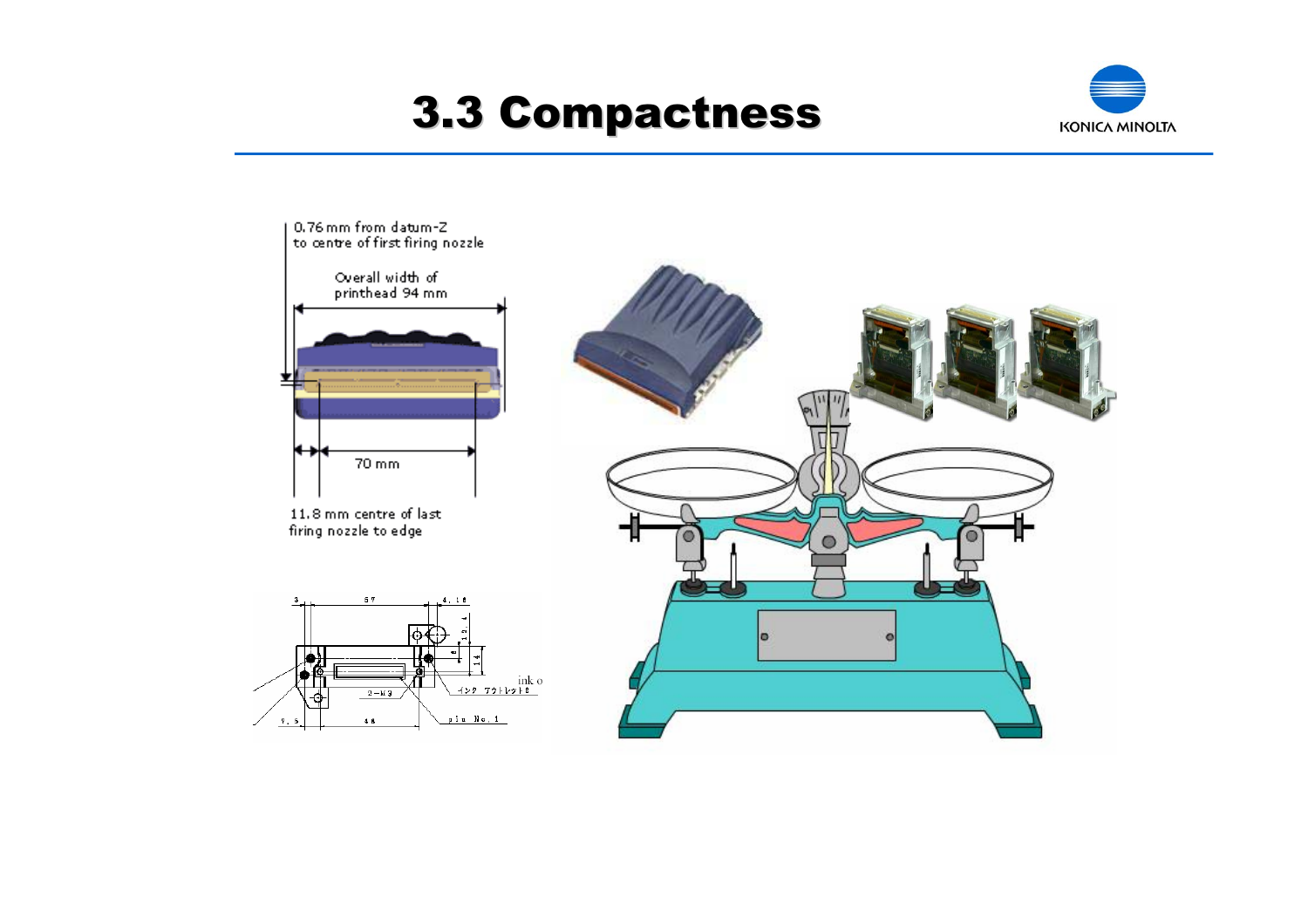# 3.3 Compactness

0.76 mm from datum-Z to centre of first firing nozzle

Overall width of printhead 94 mm

70 mm

11.8 mm centre of last firing nozzle to edge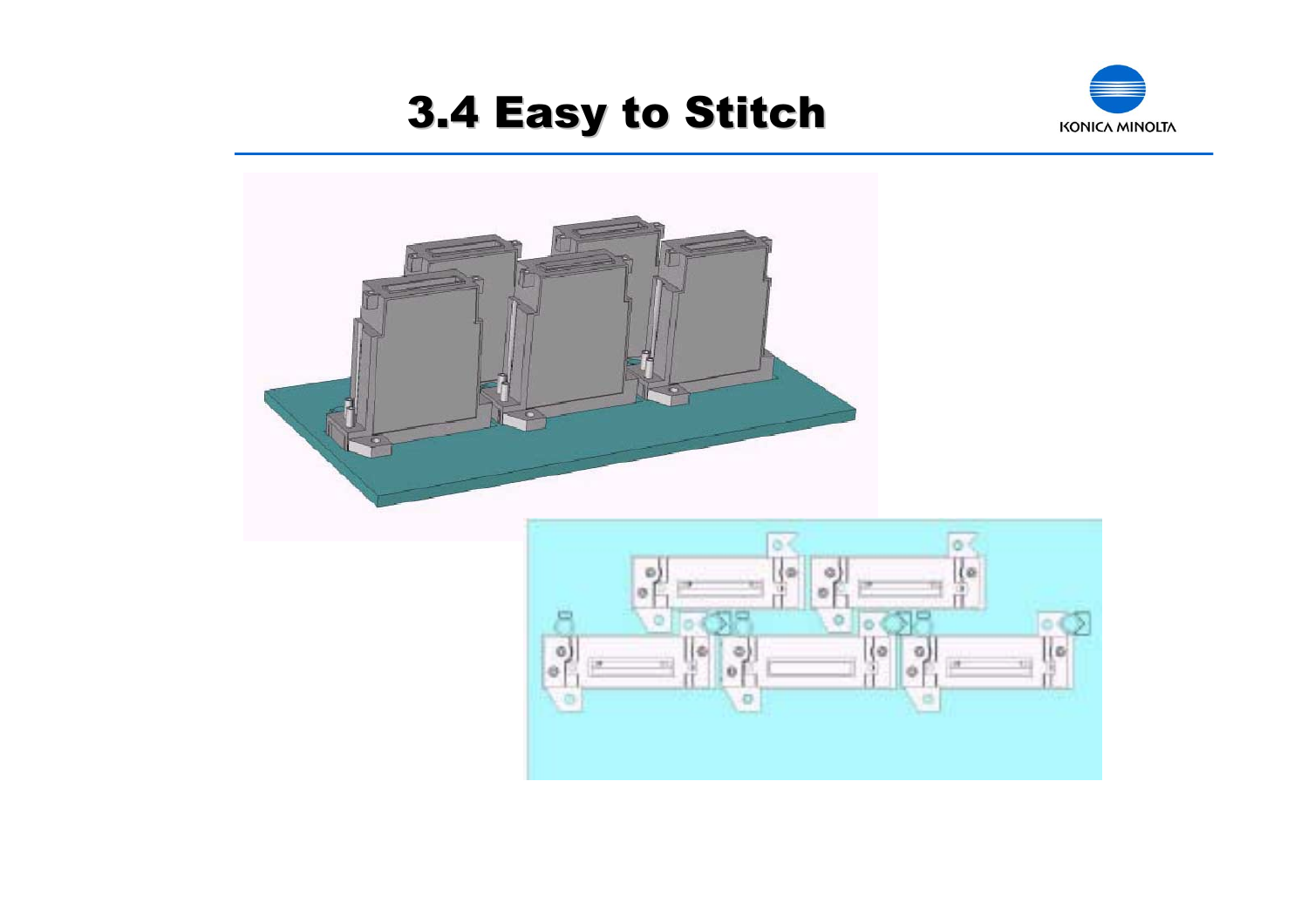# 3.4 Easy to Stitch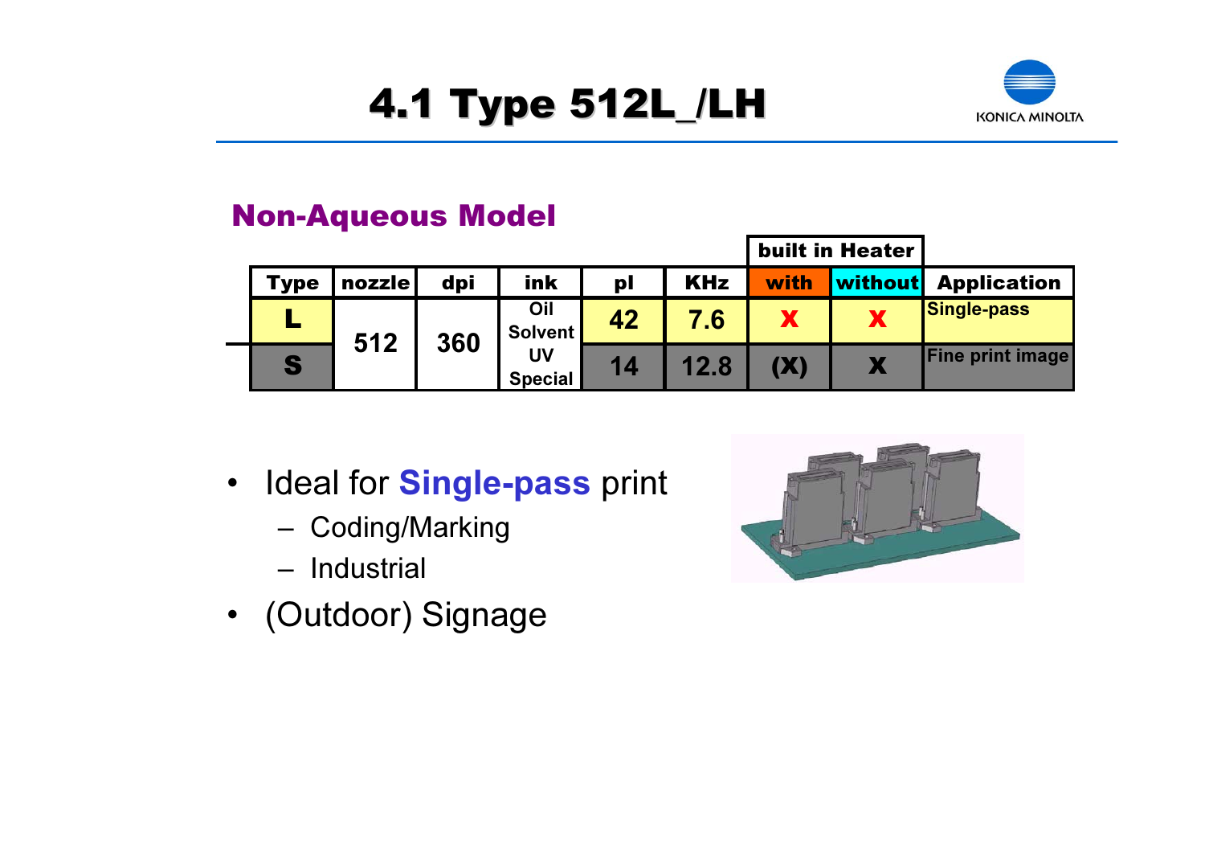# 4.1 Type 512L_/LH

## Non-Aqueous Model

| Type | nozzle | dpi | ink | pl | KHz | built in Heater with | built in Heater without | Application |
|---|---|---|---|---|---|---|---|---|
| L | 512 | 360 | Oil Solvent UV Special | 42 | 7.6 | X | X | Single-pass |
| S | | | | 14 | 12.8 | (X) | X | Fine print image |

- Ideal for **Single-pass** print
  - Coding/Marking
  - Industrial
- (Outdoor) Signage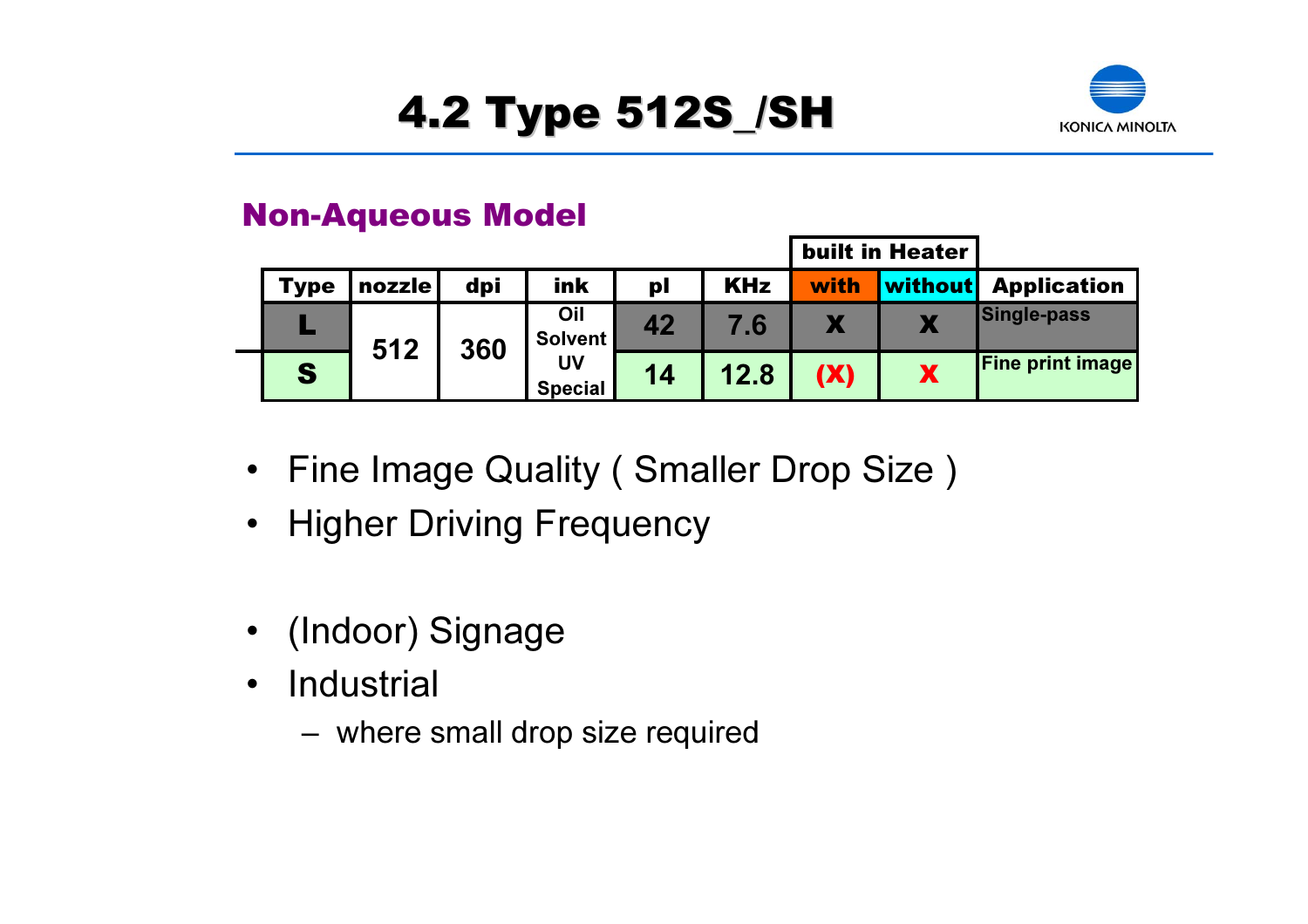# 4.2 Type 512S_/SH

## Non-Aqueous Model

| Type | nozzle | dpi | ink | pl | KHz | built in Heater with | built in Heater without | Application |
|---|---|---|---|---|---|---|---|---|
| L | 512 | 360 | Oil Solvent UV Special | 42 | 7.6 | X | X | Single-pass |
| S | | | | 14 | 12.8 | (X) | X | Fine print image |

- Fine Image Quality ( Smaller Drop Size )
- Higher Driving Frequency

- (Indoor) Signage
- Industrial
  - where small drop size required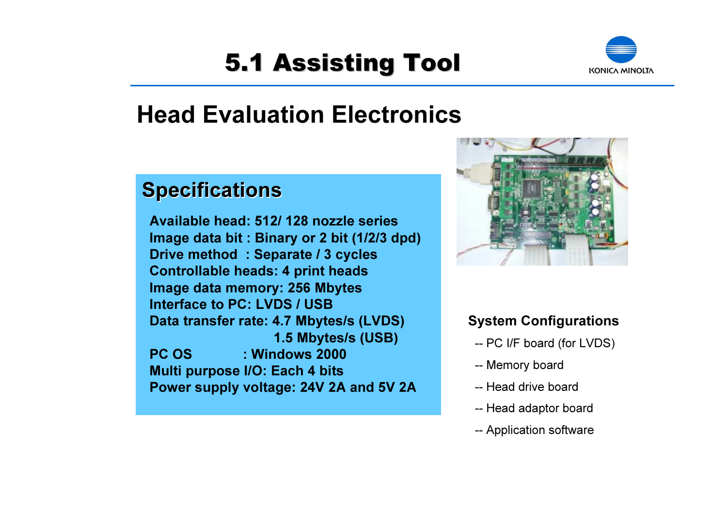# 5.1 Assisting Tool

## Head Evaluation Electronics

### Specifications

**Available head: 512/ 128 nozzle series**
**Image data bit : Binary or 2 bit (1/2/3 dpd)**
**Drive method : Separate / 3 cycles**
**Controllable heads: 4 print heads**
**Image data memory: 256 Mbytes**
**Interface to PC: LVDS / USB**
**Data transfer rate: 4.7 Mbytes/s (LVDS)**
**1.5 Mbytes/s (USB)**
**PC OS : Windows 2000**
**Multi purpose I/O: Each 4 bits**
**Power supply voltage: 24V 2A and 5V 2A**

### System Configurations

-- PC I/F board (for LVDS)

-- Memory board

-- Head drive board

-- Head adaptor board

-- Application software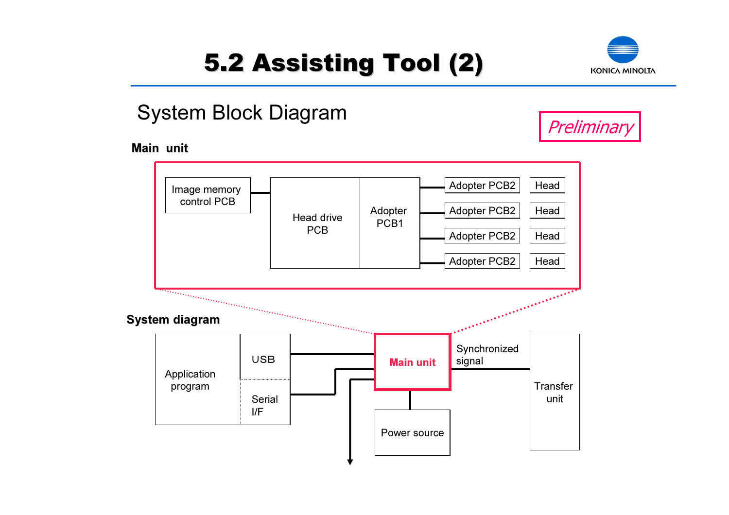# 5.2 Assisting Tool (2)

## System Block Diagram

*Preliminary*

**Main unit**

Image memory control PCB

Head drive PCB

Adopter PCB1

Adopter PCB2 — Head

Adopter PCB2 — Head

Adopter PCB2 — Head

Adopter PCB2 — Head

**System diagram**

Application program

USB

Serial I/F

Main unit

Synchronized signal

Transfer unit

Power source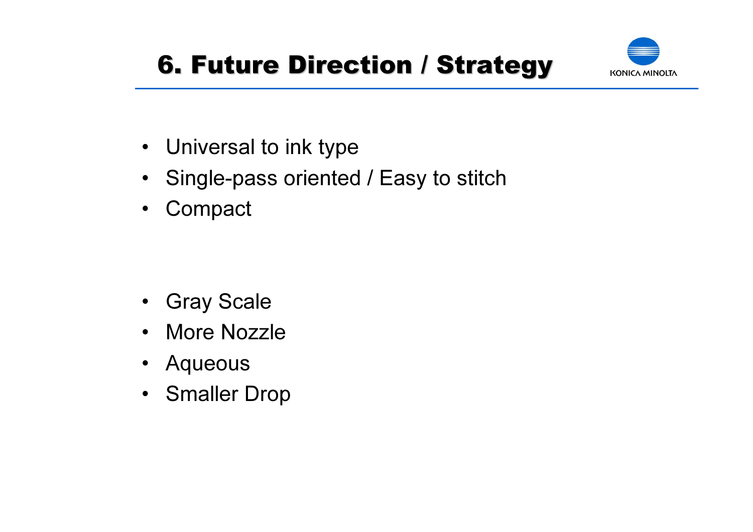# 6. Future Direction / Strategy

KONICA MINOLTA

- Universal to ink type
- Single-pass oriented / Easy to stitch
- Compact

- Gray Scale
- More Nozzle
- Aqueous
- Smaller Drop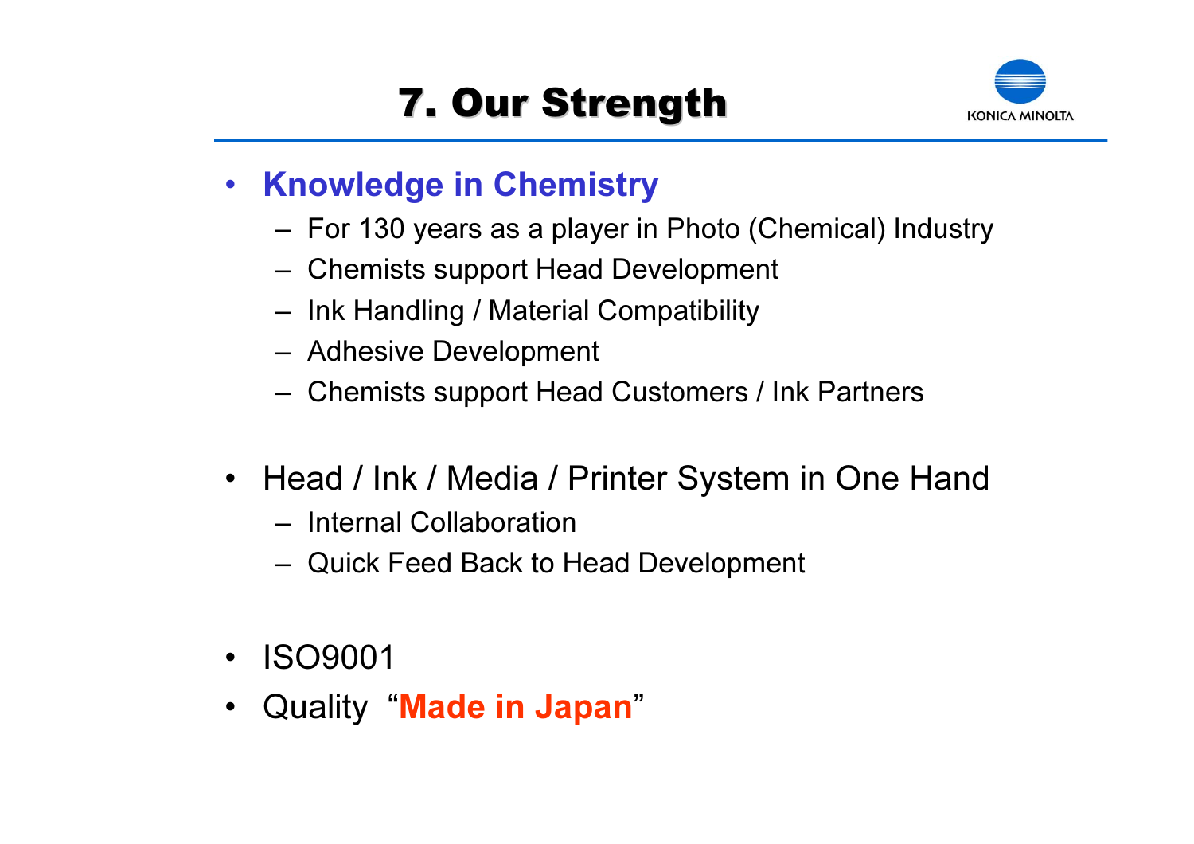# 7. Our Strength

KONICA MINOLTA

- **Knowledge in Chemistry**
  - For 130 years as a player in Photo (Chemical) Industry
  - Chemists support Head Development
  - Ink Handling / Material Compatibility
  - Adhesive Development
  - Chemists support Head Customers / Ink Partners
- Head / Ink / Media / Printer System in One Hand
  - Internal Collaboration
  - Quick Feed Back to Head Development
- ISO9001
- Quality "**Made in Japan**"